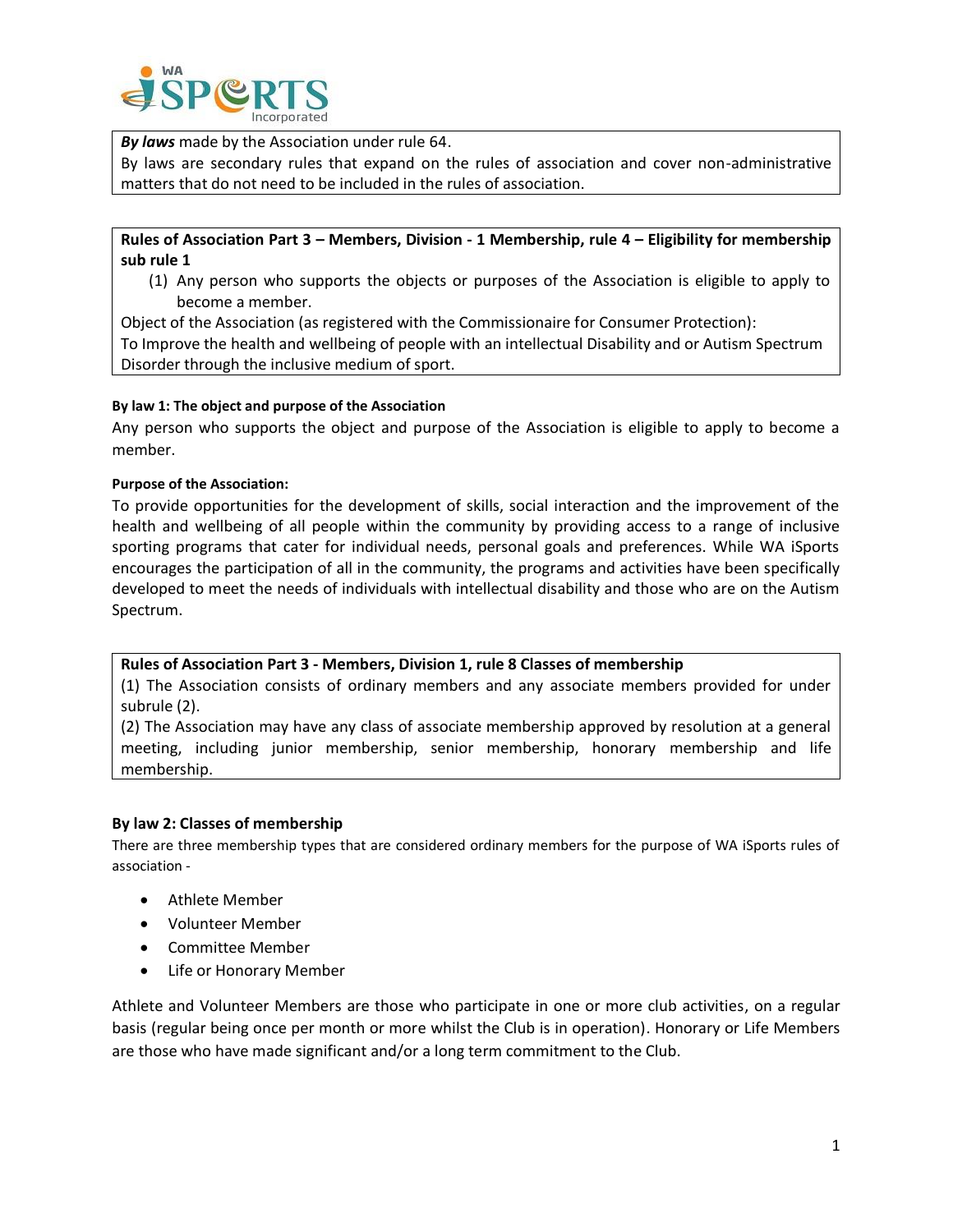***By laws*** made by the Association under rule 64.

By laws are secondary rules that expand on the rules of association and cover non-administrative matters that do not need to be included in the rules of association.

**Rules of Association Part 3 – Members, Division - 1 Membership, rule 4 – Eligibility for membership sub rule 1**

(1) Any person who supports the objects or purposes of the Association is eligible to apply to become a member.

Object of the Association (as registered with the Commissionaire for Consumer Protection):

To Improve the health and wellbeing of people with an intellectual Disability and or Autism Spectrum Disorder through the inclusive medium of sport.

#### By law 1: The object and purpose of the Association

Any person who supports the object and purpose of the Association is eligible to apply to become a member.

#### Purpose of the Association:

To provide opportunities for the development of skills, social interaction and the improvement of the health and wellbeing of all people within the community by providing access to a range of inclusive sporting programs that cater for individual needs, personal goals and preferences. While WA iSports encourages the participation of all in the community, the programs and activities have been specifically developed to meet the needs of individuals with intellectual disability and those who are on the Autism Spectrum.

**Rules of Association Part 3 - Members, Division 1, rule 8 Classes of membership**

(1) The Association consists of ordinary members and any associate members provided for under subrule (2).

(2) The Association may have any class of associate membership approved by resolution at a general meeting, including junior membership, senior membership, honorary membership and life membership.

### By law 2: Classes of membership

There are three membership types that are considered ordinary members for the purpose of WA iSports rules of association -

- Athlete Member
- Volunteer Member
- Committee Member
- Life or Honorary Member

Athlete and Volunteer Members are those who participate in one or more club activities, on a regular basis (regular being once per month or more whilst the Club is in operation). Honorary or Life Members are those who have made significant and/or a long term commitment to the Club.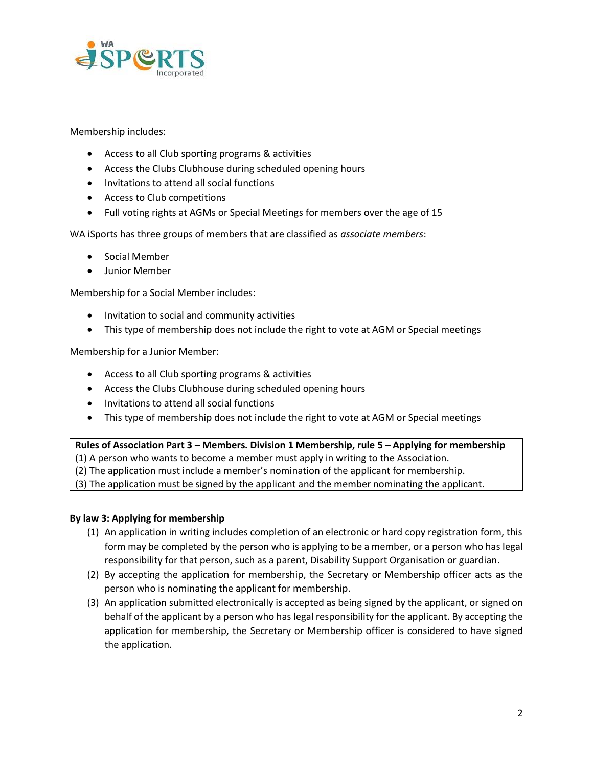Membership includes:

- Access to all Club sporting programs & activities
- Access the Clubs Clubhouse during scheduled opening hours
- Invitations to attend all social functions
- Access to Club competitions
- Full voting rights at AGMs or Special Meetings for members over the age of 15

WA iSports has three groups of members that are classified as *associate members*:

- Social Member
- Junior Member

Membership for a Social Member includes:

- Invitation to social and community activities
- This type of membership does not include the right to vote at AGM or Special meetings

Membership for a Junior Member:

- Access to all Club sporting programs & activities
- Access the Clubs Clubhouse during scheduled opening hours
- Invitations to attend all social functions
- This type of membership does not include the right to vote at AGM or Special meetings

> **Rules of Association Part 3 – Members. Division 1 Membership, rule 5 – Applying for membership**
> (1) A person who wants to become a member must apply in writing to the Association.
> (2) The application must include a member's nomination of the applicant for membership.
> (3) The application must be signed by the applicant and the member nominating the applicant.

**By law 3: Applying for membership**

(1) An application in writing includes completion of an electronic or hard copy registration form, this form may be completed by the person who is applying to be a member, or a person who has legal responsibility for that person, such as a parent, Disability Support Organisation or guardian.

(2) By accepting the application for membership, the Secretary or Membership officer acts as the person who is nominating the applicant for membership.

(3) An application submitted electronically is accepted as being signed by the applicant, or signed on behalf of the applicant by a person who has legal responsibility for the applicant. By accepting the application for membership, the Secretary or Membership officer is considered to have signed the application.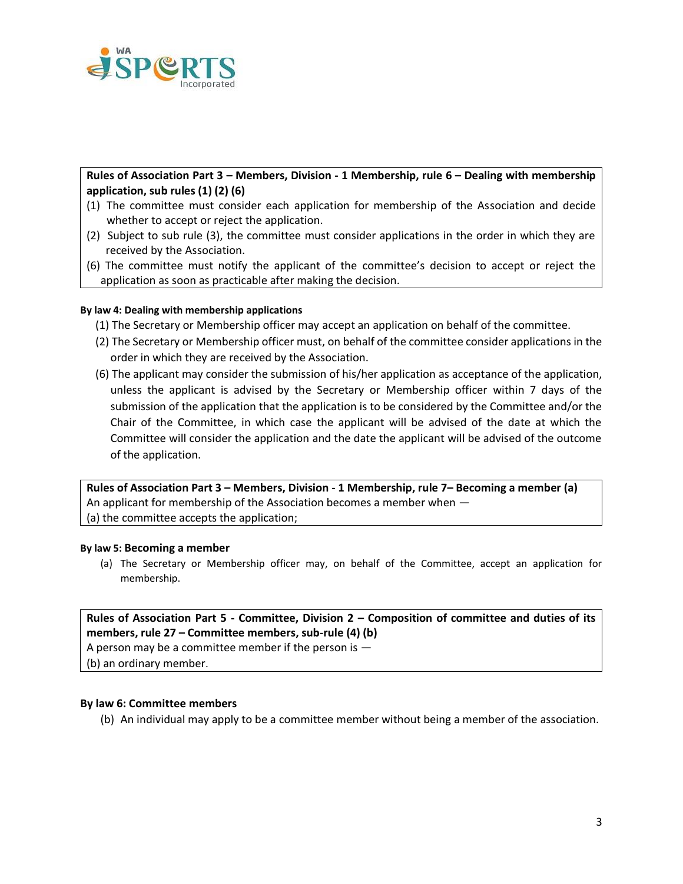**Rules of Association Part 3 – Members, Division - 1 Membership, rule 6 – Dealing with membership application, sub rules (1) (2) (6)**

(1) The committee must consider each application for membership of the Association and decide whether to accept or reject the application.

(2) Subject to sub rule (3), the committee must consider applications in the order in which they are received by the Association.

(6) The committee must notify the applicant of the committee's decision to accept or reject the application as soon as practicable after making the decision.

**By law 4: Dealing with membership applications**

(1) The Secretary or Membership officer may accept an application on behalf of the committee.

(2) The Secretary or Membership officer must, on behalf of the committee consider applications in the order in which they are received by the Association.

(6) The applicant may consider the submission of his/her application as acceptance of the application, unless the applicant is advised by the Secretary or Membership officer within 7 days of the submission of the application that the application is to be considered by the Committee and/or the Chair of the Committee, in which case the applicant will be advised of the date at which the Committee will consider the application and the date the applicant will be advised of the outcome of the application.

**Rules of Association Part 3 – Members, Division - 1 Membership, rule 7– Becoming a member (a)**

An applicant for membership of the Association becomes a member when —

(a) the committee accepts the application;

**By law 5: Becoming a member**

(a) The Secretary or Membership officer may, on behalf of the Committee, accept an application for membership.

**Rules of Association Part 5 - Committee, Division 2 – Composition of committee and duties of its members, rule 27 – Committee members, sub-rule (4) (b)**

A person may be a committee member if the person is —

(b) an ordinary member.

**By law 6: Committee members**

(b) An individual may apply to be a committee member without being a member of the association.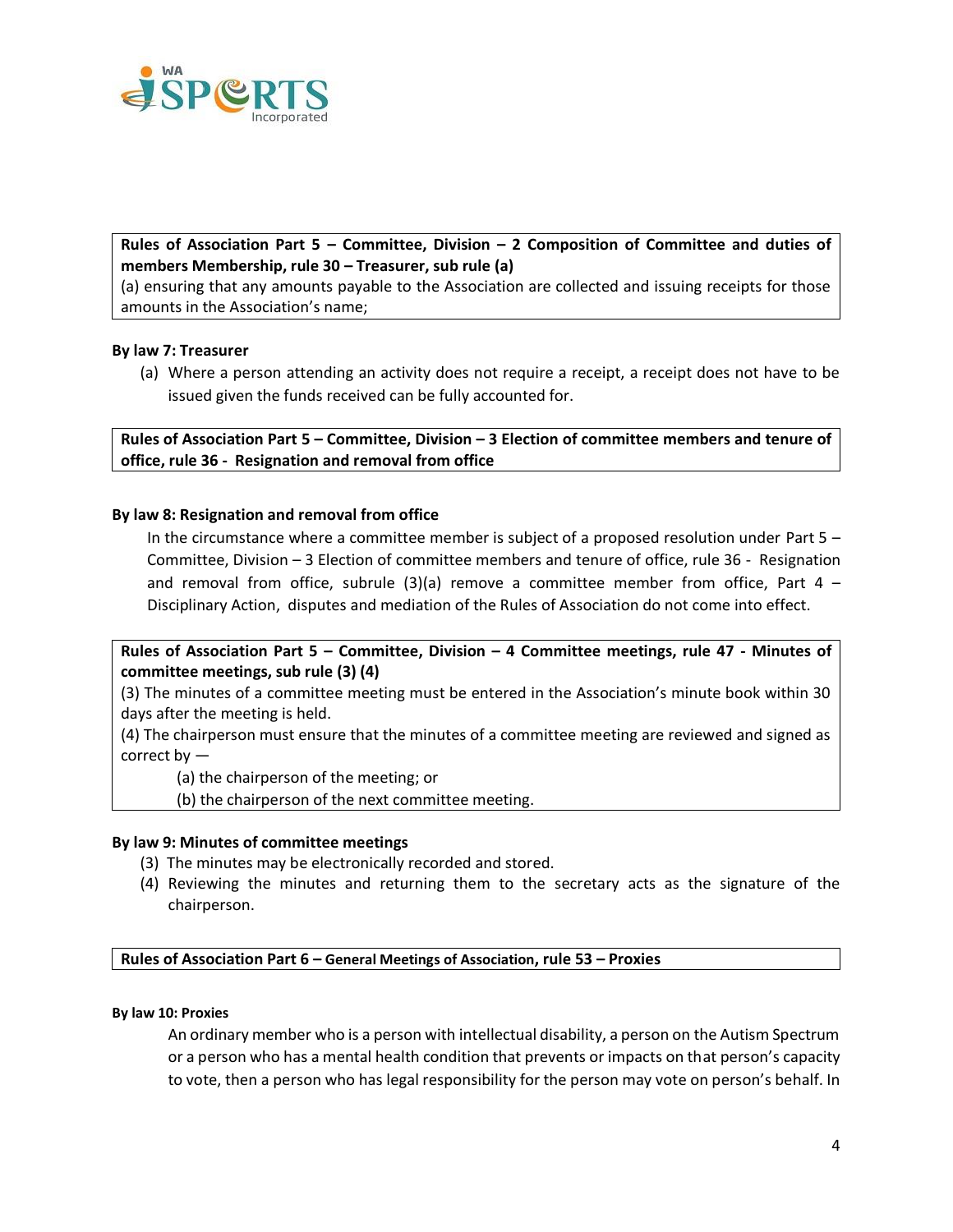**Rules of Association Part 5 – Committee, Division – 2 Composition of Committee and duties of members Membership, rule 30 – Treasurer, sub rule (a)**
(a) ensuring that any amounts payable to the Association are collected and issuing receipts for those amounts in the Association's name;

**By law 7: Treasurer**

(a) Where a person attending an activity does not require a receipt, a receipt does not have to be issued given the funds received can be fully accounted for.

**Rules of Association Part 5 – Committee, Division – 3 Election of committee members and tenure of office, rule 36 - Resignation and removal from office**

**By law 8: Resignation and removal from office**

In the circumstance where a committee member is subject of a proposed resolution under Part 5 – Committee, Division – 3 Election of committee members and tenure of office, rule 36 - Resignation and removal from office, subrule (3)(a) remove a committee member from office, Part 4 – Disciplinary Action, disputes and mediation of the Rules of Association do not come into effect.

**Rules of Association Part 5 – Committee, Division – 4 Committee meetings, rule 47 - Minutes of committee meetings, sub rule (3) (4)**
(3) The minutes of a committee meeting must be entered in the Association's minute book within 30 days after the meeting is held.
(4) The chairperson must ensure that the minutes of a committee meeting are reviewed and signed as correct by —

(a) the chairperson of the meeting; or
(b) the chairperson of the next committee meeting.

**By law 9: Minutes of committee meetings**

(3) The minutes may be electronically recorded and stored.
(4) Reviewing the minutes and returning them to the secretary acts as the signature of the chairperson.

**Rules of Association Part 6 – General Meetings of Association, rule 53 – Proxies**

**By law 10: Proxies**

An ordinary member who is a person with intellectual disability, a person on the Autism Spectrum or a person who has a mental health condition that prevents or impacts on that person's capacity to vote, then a person who has legal responsibility for the person may vote on person's behalf. In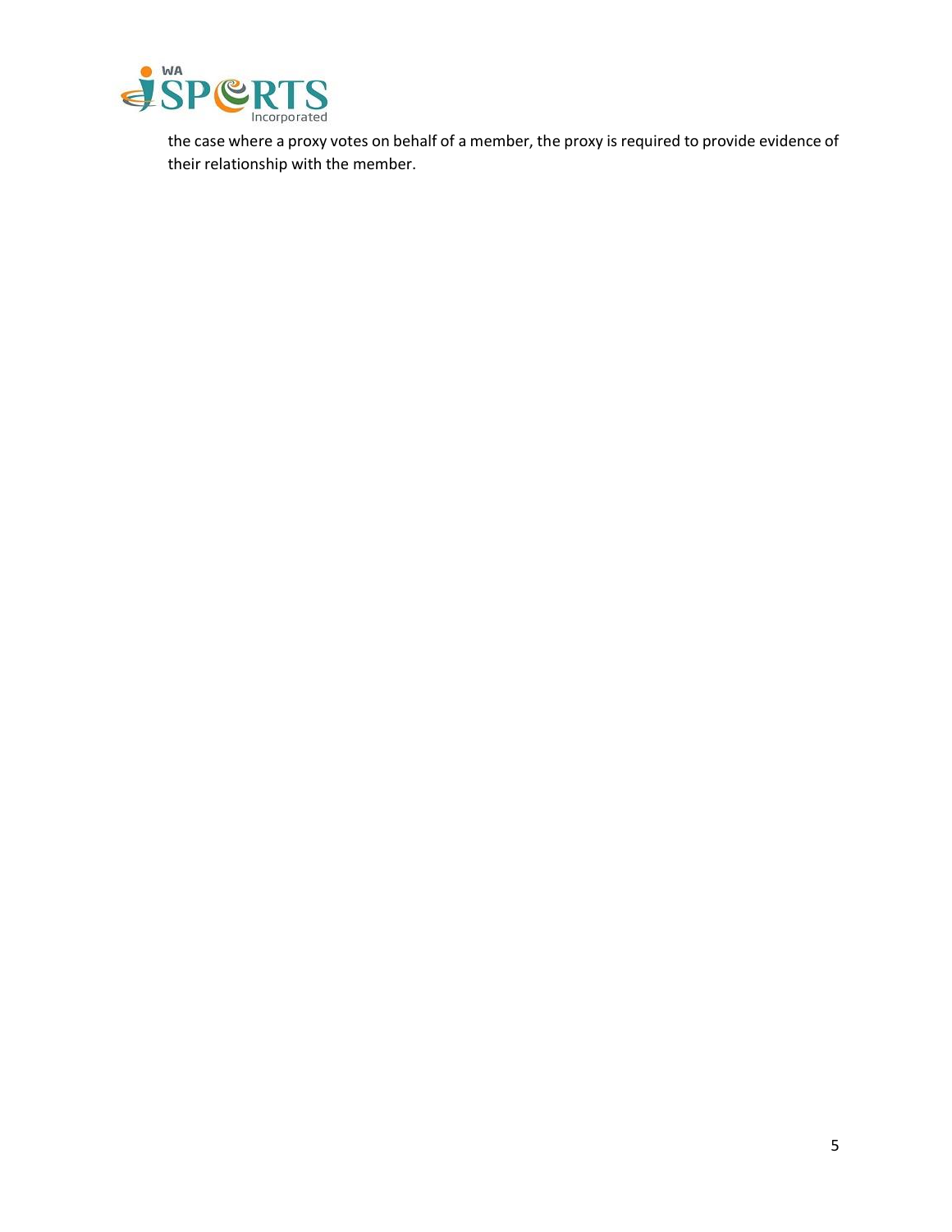the case where a proxy votes on behalf of a member, the proxy is required to provide evidence of their relationship with the member.